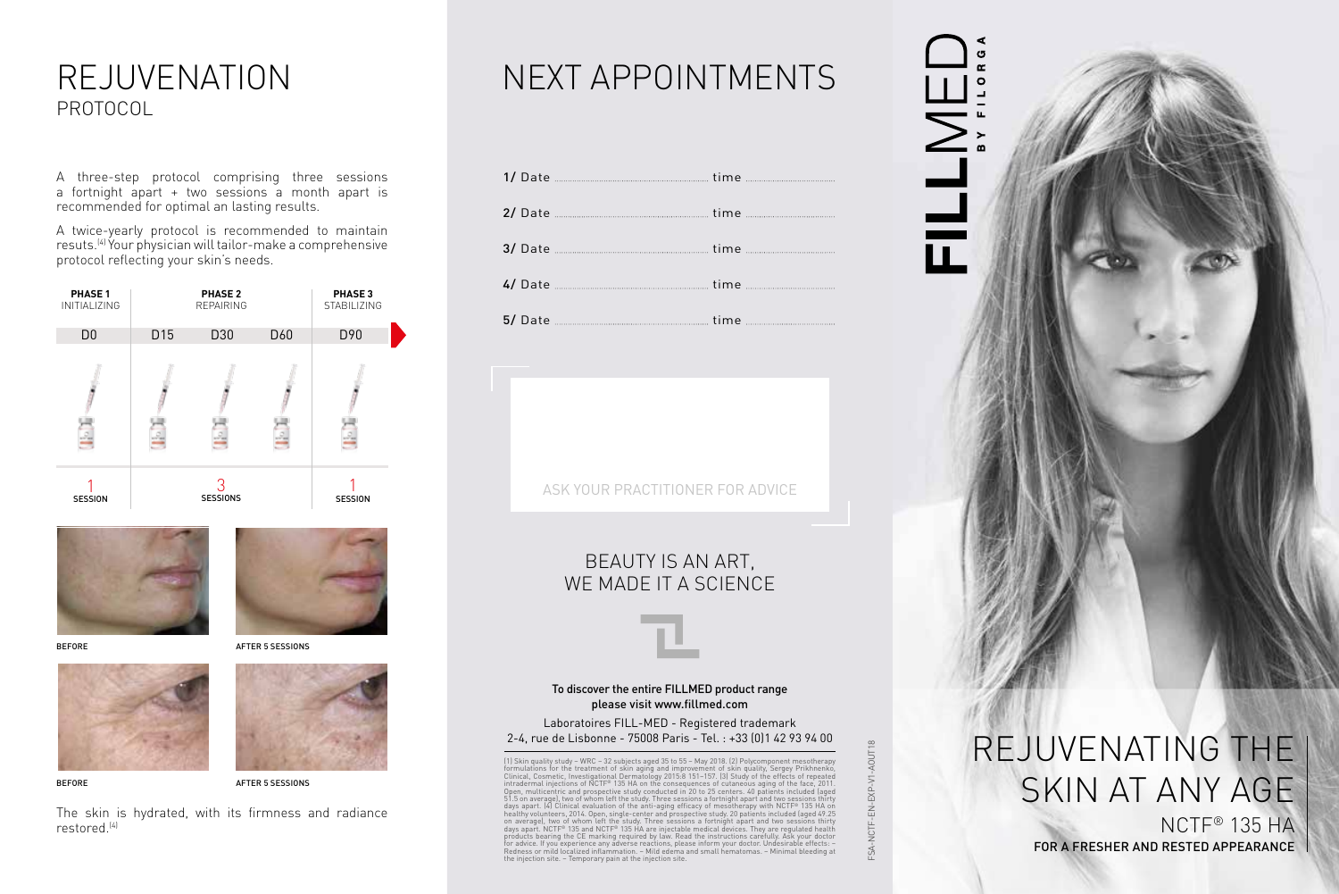# REJUVENATION
## PROTOCOL

A three-step protocol comprising three sessions a fortnight apart + two sessions a month apart is recommended for optimal an lasting results.

A twice-yearly protocol is recommended to maintain resuts.[4] Your physician will tailor-make a comprehensive protocol reflecting your skin's needs.

| PHASE 1 INITIALIZING | PHASE 2 REPAIRING | | | PHASE 3 STABILIZING |
|---|---|---|---|---|
| D0 | D15 | D30 | D60 | D90 |
| 1 SESSION | 3 SESSIONS | | | 1 SESSION |

BEFORE

AFTER 5 SESSIONS

BEFORE

AFTER 5 SESSIONS

The skin is hydrated, with its firmness and radiance restored.[4]

# NEXT APPOINTMENTS

1/ Date .................... time ....................

2/ Date .................... time ....................

3/ Date .................... time ....................

4/ Date .................... time ....................

5/ Date .................... time ....................

ASK YOUR PRACTITIONER FOR ADVICE

BEAUTY IS AN ART,
WE MADE IT A SCIENCE

**To discover the entire FILLMED product range please visit www.fillmed.com**

Laboratoires FILL-MED - Registered trademark
2-4, rue de Lisbonne - 75008 Paris - Tel. : +33 (0)1 42 93 94 00

(1) Skin quality study – WRC – 32 subjects aged 35 to 55 – May 2018. (2) Polycomponent mesotherapy formulations for the treatment of skin aging and improvement of skin quality, Sergey Prikhnenko, Clinical, Cosmetic, Investigational Dermatology 2015:8 151–157. (3) Study of the effects of repeated intradermal injections of NCTF® 135 HA on the consequences of cutaneous aging of the face, 2011. Open, multicentric and prospective study conducted in 20 to 25 centers. 40 patients included (aged 51.5 on average), two of whom left the study. Three sessions a fortnight apart and two sessions thirty days apart. (4) Clinical evaluation of the anti-aging efficacy of mesotherapy with NCTF® 135 HA on healthy volunteers, 2014. Open, single-center and prospective study. 20 patients included (aged 49.25 on average), two of whom left the study. Three sessions a fortnight apart and two sessions thirty days apart. NCTF® 135 and NCTF® 135 HA are injectable medical devices. They are regulated health products bearing the CE marking required by law. Read the instructions carefully. Ask your doctor for advice. If you experience any adverse reactions, please inform your doctor. Undesirable effects: – Redness or mild localized inflammation. – Mild edema and small hematomas. – Minimal bleeding at the injection site. – Temporary pain at the injection site.

FSA-NCTF-EN-EXP-V1-AOUT18

# FILLMED
BY FILORGA

# REJUVENATING THE SKIN AT ANY AGE

## NCTF® 135 HA

**FOR A FRESHER AND RESTED APPEARANCE**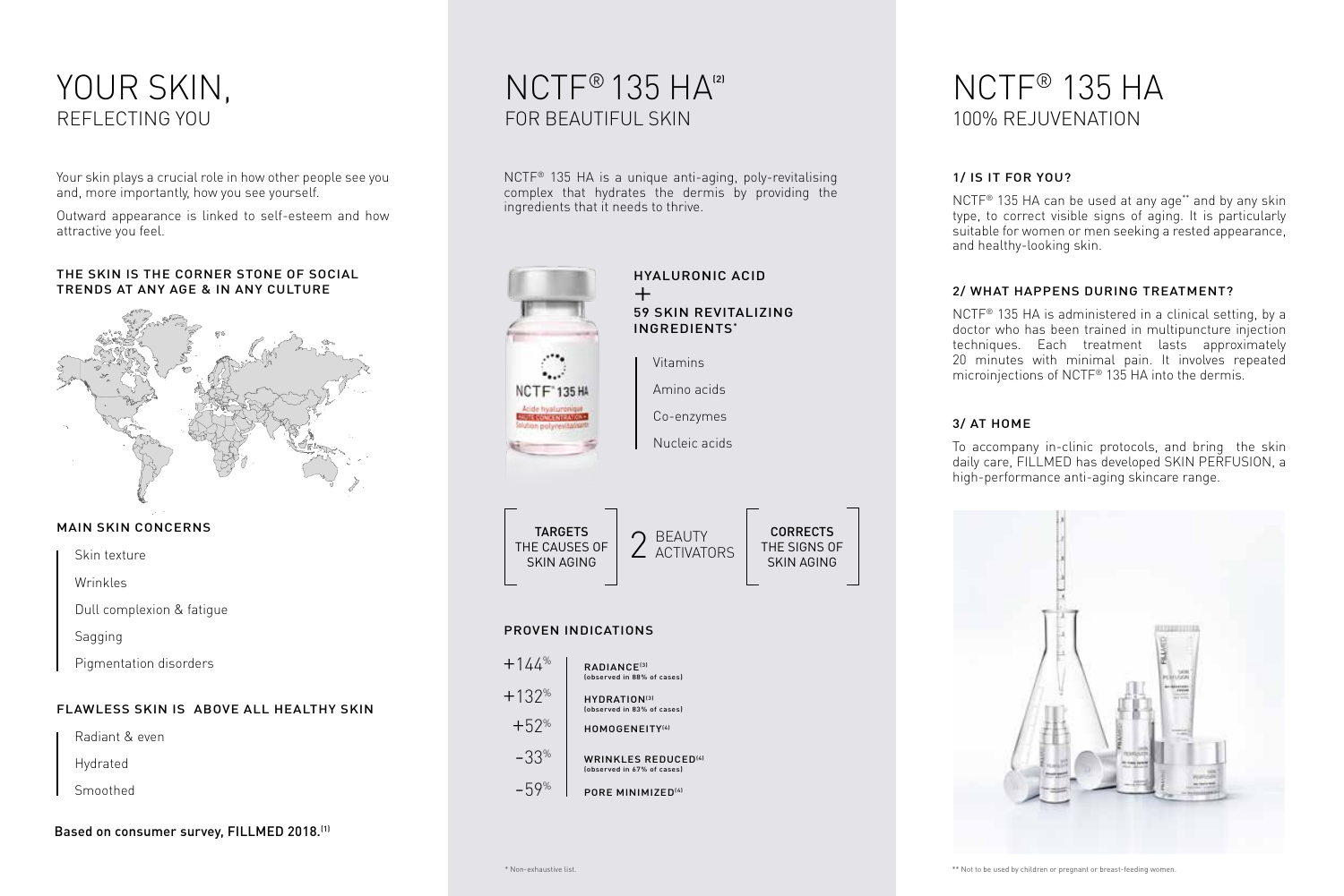# YOUR SKIN,
## REFLECTING YOU

Your skin plays a crucial role in how other people see you and, more importantly, how you see yourself.

Outward appearance is linked to self-esteem and how attractive you feel.

### THE SKIN IS THE CORNER STONE OF SOCIAL TRENDS AT ANY AGE & IN ANY CULTURE

### MAIN SKIN CONCERNS

- Skin texture
- Wrinkles
- Dull complexion & fatigue
- Sagging
- Pigmentation disorders

### FLAWLESS SKIN IS ABOVE ALL HEALTHY SKIN

- Radiant & even
- Hydrated
- Smoothed

Based on consumer survey, FILLMED 2018.[1]

# NCTF® 135 HA[2]
## FOR BEAUTIFUL SKIN

NCTF® 135 HA is a unique anti-aging, poly-revitalising complex that hydrates the dermis by providing the ingredients that it needs to thrive.

### HYALURONIC ACID + 59 SKIN REVITALIZING INGREDIENTS*

- Vitamins
- Amino acids
- Co-enzymes
- Nucleic acids

**TARGETS** THE CAUSES OF SKIN AGING — 2 BEAUTY ACTIVATORS — **CORRECTS** THE SIGNS OF SKIN AGING

### PROVEN INDICATIONS

| | |
|---|---|
| +144% | RADIANCE[3] (observed in 88% of cases) |
| +132% | HYDRATION[3] (observed in 83% of cases) |
| +52% | HOMOGENEITY[4] |
| -33% | WRINKLES REDUCED[4] (observed in 67% of cases) |
| -59% | PORE MINIMIZED[4] |

\* Non-exhaustive list.

# NCTF® 135 HA
## 100% REJUVENATION

### 1/ IS IT FOR YOU?

NCTF® 135 HA can be used at any age** and by any skin type, to correct visible signs of aging. It is particularly suitable for women or men seeking a rested appearance, and healthy-looking skin.

### 2/ WHAT HAPPENS DURING TREATMENT?

NCTF® 135 HA is administered in a clinical setting, by a doctor who has been trained in multipuncture injection techniques. Each treatment lasts approximately 20 minutes with minimal pain. It involves repeated microinjections of NCTF® 135 HA into the dermis.

### 3/ AT HOME

To accompany in-clinic protocols, and bring the skin daily care, FILLMED has developed SKIN PERFUSION, a high-performance anti-aging skincare range.

** Not to be used by children or pregnant or breast-feeding women.